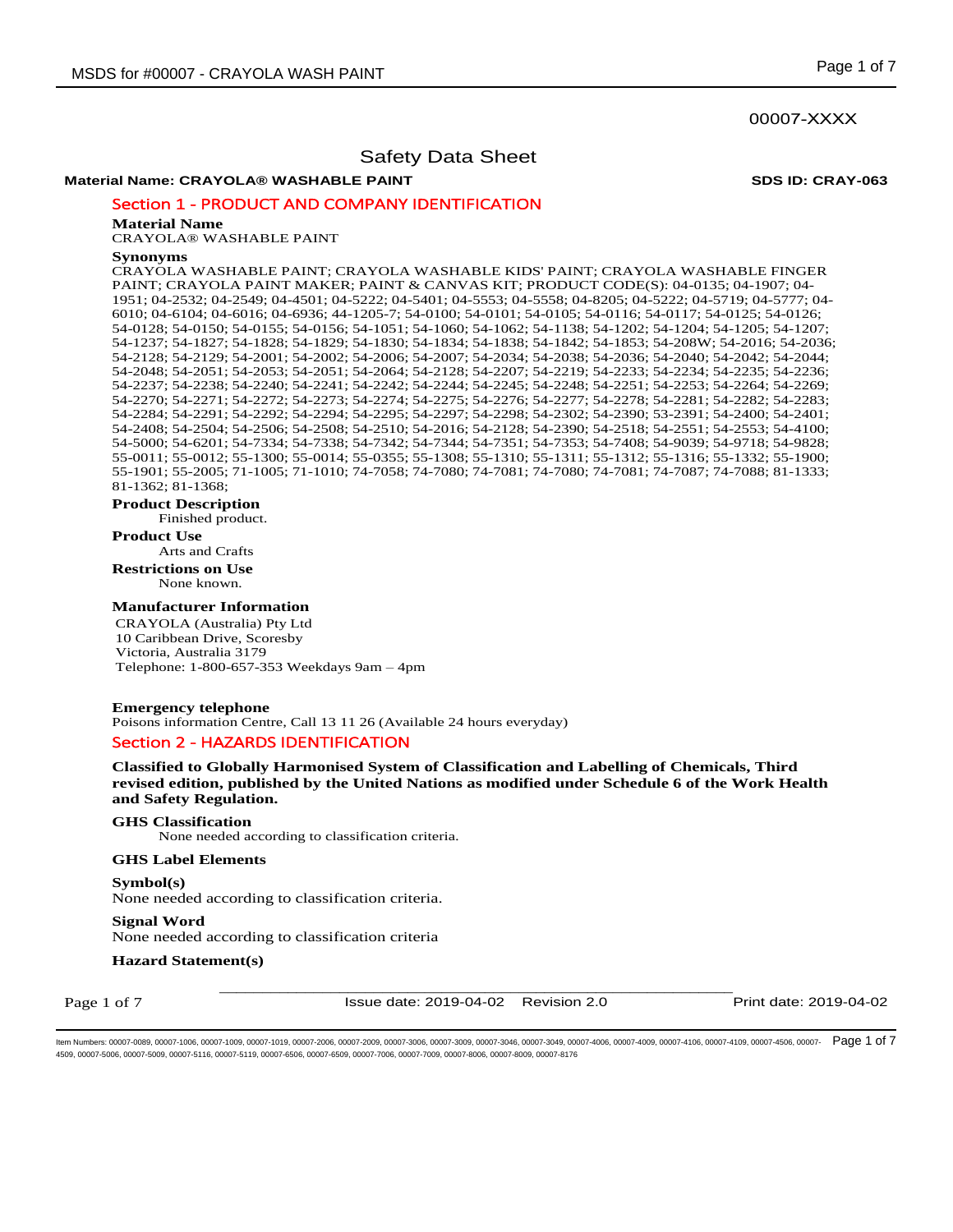00007-XXXX

# Safety Data Sheet

**Material Name: CRAYOLA® WASHABLE PAINT** **SDS ID: CRAY-063**

## Section 1 - PRODUCT AND COMPANY IDENTIFICATION

**Material Name**

CRAYOLA® WASHABLE PAINT

**Synonyms**

CRAYOLA WASHABLE PAINT; CRAYOLA WASHABLE KIDS' PAINT; CRAYOLA WASHABLE FINGER PAINT; CRAYOLA PAINT MAKER; PAINT & CANVAS KIT; PRODUCT CODE(S): 04-0135; 04-1907; 04-1951; 04-2532; 04-2549; 04-4501; 04-5222; 04-5401; 04-5553; 04-5558; 04-8205; 04-5222; 04-5719; 04-5777; 04-6010; 04-6104; 04-6016; 04-6936; 44-1205-7; 54-0100; 54-0101; 54-0105; 54-0116; 54-0117; 54-0125; 54-0126; 54-0128; 54-0150; 54-0155; 54-0156; 54-1051; 54-1060; 54-1062; 54-1138; 54-1202; 54-1204; 54-1205; 54-1207; 54-1237; 54-1827; 54-1828; 54-1829; 54-1830; 54-1834; 54-1838; 54-1842; 54-1853; 54-208W; 54-2016; 54-2036; 54-2128; 54-2129; 54-2001; 54-2002; 54-2006; 54-2007; 54-2034; 54-2038; 54-2036; 54-2040; 54-2042; 54-2044; 54-2048; 54-2051; 54-2053; 54-2051; 54-2064; 54-2128; 54-2207; 54-2219; 54-2233; 54-2234; 54-2235; 54-2236; 54-2237; 54-2238; 54-2240; 54-2241; 54-2242; 54-2244; 54-2245; 54-2248; 54-2251; 54-2253; 54-2264; 54-2269; 54-2270; 54-2271; 54-2272; 54-2273; 54-2274; 54-2275; 54-2276; 54-2277; 54-2278; 54-2281; 54-2282; 54-2283; 54-2284; 54-2291; 54-2292; 54-2294; 54-2295; 54-2297; 54-2298; 54-2302; 54-2390; 53-2391; 54-2400; 54-2401; 54-2408; 54-2504; 54-2506; 54-2508; 54-2510; 54-2016; 54-2128; 54-2390; 54-2518; 54-2551; 54-2553; 54-4100; 54-5000; 54-6201; 54-7334; 54-7338; 54-7342; 54-7344; 54-7351; 54-7353; 54-7408; 54-9039; 54-9718; 54-9828; 55-0011; 55-0012; 55-1300; 55-0014; 55-0355; 55-1308; 55-1310; 55-1311; 55-1312; 55-1316; 55-1332; 55-1900; 55-1901; 55-2005; 71-1005; 71-1010; 74-7058; 74-7080; 74-7081; 74-7080; 74-7081; 74-7087; 74-7088; 81-1333; 81-1362; 81-1368;

**Product Description**

Finished product.

**Product Use**

Arts and Crafts

**Restrictions on Use**

None known.

**Manufacturer Information**

CRAYOLA (Australia) Pty Ltd
10 Caribbean Drive, Scoresby
Victoria, Australia 3179
Telephone: 1-800-657-353 Weekdays 9am – 4pm

**Emergency telephone**

Poisons information Centre, Call 13 11 26 (Available 24 hours everyday)

## Section 2 - HAZARDS IDENTIFICATION

**Classified to Globally Harmonised System of Classification and Labelling of Chemicals, Third revised edition, published by the United Nations as modified under Schedule 6 of the Work Health and Safety Regulation.**

**GHS Classification**

None needed according to classification criteria.

**GHS Label Elements**

**Symbol(s)**

None needed according to classification criteria.

**Signal Word**

None needed according to classification criteria

**Hazard Statement(s)**

Issue date: 2019-04-02 Revision 2.0 Print date: 2019-04-02

Item Numbers: 00007-0089, 00007-1006, 00007-1009, 00007-1019, 00007-2006, 00007-2009, 00007-3006, 00007-3009, 00007-3046, 00007-3049, 00007-4006, 00007-4009, 00007-4106, 00007-4109, 00007-4506, 00007-4509, 00007-5006, 00007-5009, 00007-5116, 00007-5119, 00007-6506, 00007-6509, 00007-7006, 00007-7009, 00007-8006, 00007-8009, 00007-8176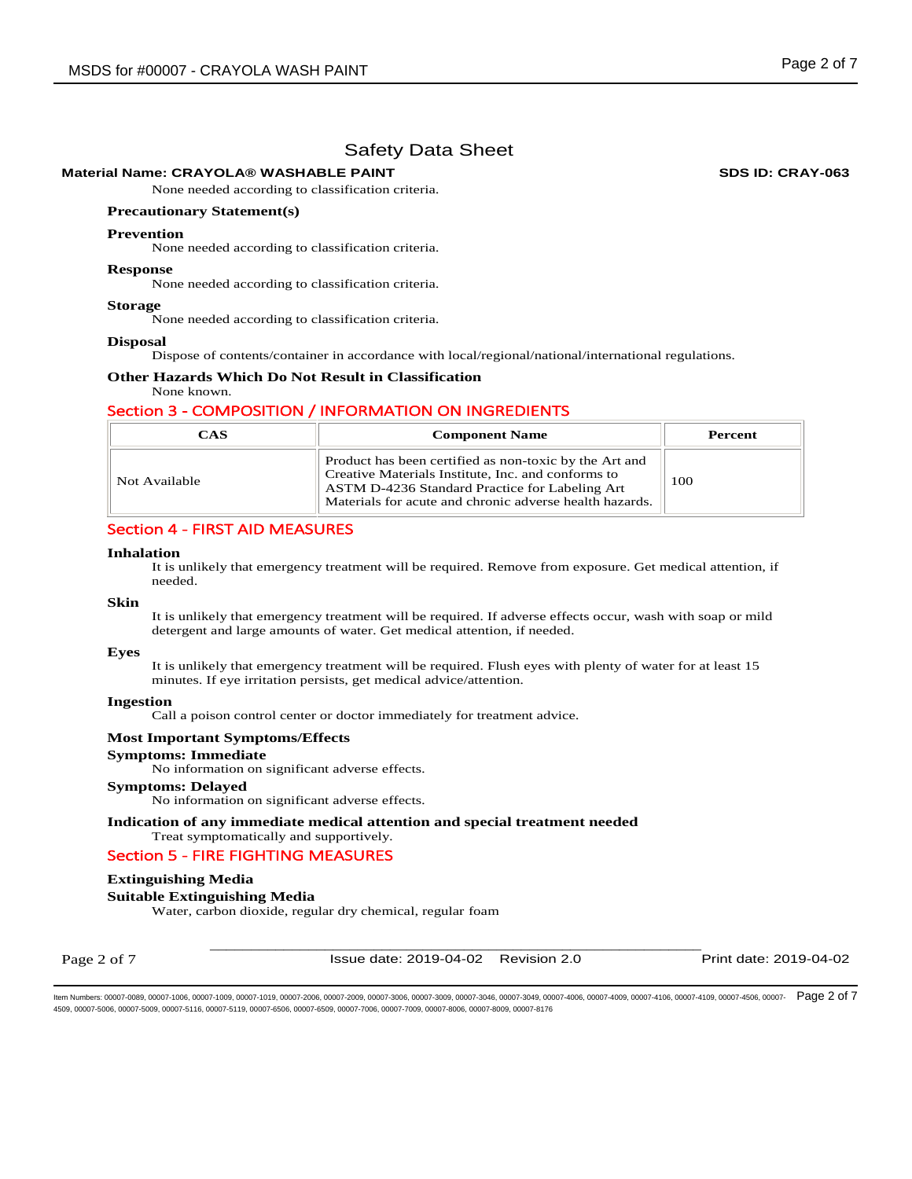# Safety Data Sheet

**Material Name: CRAYOLA® WASHABLE PAINT** **SDS ID: CRAY-063**

None needed according to classification criteria.

### Precautionary Statement(s)

**Prevention**

None needed according to classification criteria.

**Response**

None needed according to classification criteria.

**Storage**

None needed according to classification criteria.

**Disposal**

Dispose of contents/container in accordance with local/regional/national/international regulations.

**Other Hazards Which Do Not Result in Classification**

None known.

## Section 3 - COMPOSITION / INFORMATION ON INGREDIENTS

| CAS | Component Name | Percent |
| --- | --- | --- |
| Not Available | Product has been certified as non-toxic by the Art and Creative Materials Institute, Inc. and conforms to ASTM D-4236 Standard Practice for Labeling Art Materials for acute and chronic adverse health hazards. | 100 |

## Section 4 - FIRST AID MEASURES

**Inhalation**

It is unlikely that emergency treatment will be required. Remove from exposure. Get medical attention, if needed.

**Skin**

It is unlikely that emergency treatment will be required. If adverse effects occur, wash with soap or mild detergent and large amounts of water. Get medical attention, if needed.

**Eyes**

It is unlikely that emergency treatment will be required. Flush eyes with plenty of water for at least 15 minutes. If eye irritation persists, get medical advice/attention.

**Ingestion**

Call a poison control center or doctor immediately for treatment advice.

**Most Important Symptoms/Effects**

**Symptoms: Immediate**

No information on significant adverse effects.

**Symptoms: Delayed**

No information on significant adverse effects.

**Indication of any immediate medical attention and special treatment needed**

Treat symptomatically and supportively.

## Section 5 - FIRE FIGHTING MEASURES

**Extinguishing Media**

**Suitable Extinguishing Media**

Water, carbon dioxide, regular dry chemical, regular foam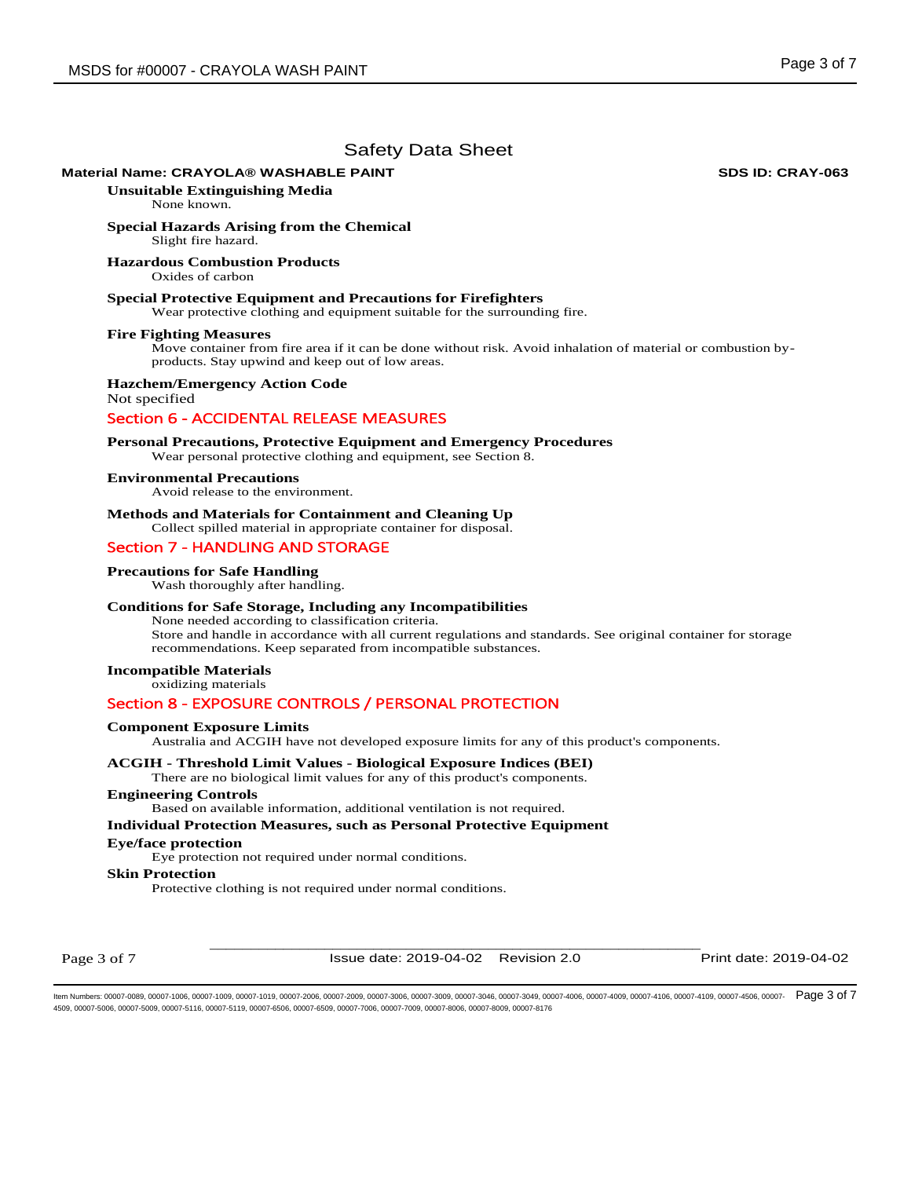Safety Data Sheet

**Material Name: CRAYOLA® WASHABLE PAINT** **SDS ID: CRAY-063**

### Unsuitable Extinguishing Media

None known.

### Special Hazards Arising from the Chemical

Slight fire hazard.

### Hazardous Combustion Products

Oxides of carbon

### Special Protective Equipment and Precautions for Firefighters

Wear protective clothing and equipment suitable for the surrounding fire.

### Fire Fighting Measures

Move container from fire area if it can be done without risk. Avoid inhalation of material or combustion by-products. Stay upwind and keep out of low areas.

### Hazchem/Emergency Action Code

Not specified

## Section 6 - ACCIDENTAL RELEASE MEASURES

### Personal Precautions, Protective Equipment and Emergency Procedures

Wear personal protective clothing and equipment, see Section 8.

### Environmental Precautions

Avoid release to the environment.

### Methods and Materials for Containment and Cleaning Up

Collect spilled material in appropriate container for disposal.

## Section 7 - HANDLING AND STORAGE

### Precautions for Safe Handling

Wash thoroughly after handling.

### Conditions for Safe Storage, Including any Incompatibilities

None needed according to classification criteria.
Store and handle in accordance with all current regulations and standards. See original container for storage recommendations. Keep separated from incompatible substances.

### Incompatible Materials

oxidizing materials

## Section 8 - EXPOSURE CONTROLS / PERSONAL PROTECTION

### Component Exposure Limits

Australia and ACGIH have not developed exposure limits for any of this product's components.

### ACGIH - Threshold Limit Values - Biological Exposure Indices (BEI)

There are no biological limit values for any of this product's components.

### Engineering Controls

Based on available information, additional ventilation is not required.

### Individual Protection Measures, such as Personal Protective Equipment

### Eye/face protection

Eye protection not required under normal conditions.

### Skin Protection

Protective clothing is not required under normal conditions.

Issue date: 2019-04-02 Revision 2.0 Print date: 2019-04-02

Item Numbers: 00007-0089, 00007-1006, 00007-1009, 00007-1019, 00007-2006, 00007-2009, 00007-3006, 00007-3009, 00007-3046, 00007-3049, 00007-4006, 00007-4009, 00007-4106, 00007-4109, 00007-4506, 00007-4509, 00007-5006, 00007-5009, 00007-5116, 00007-5119, 00007-6506, 00007-6509, 00007-7006, 00007-7009, 00007-8006, 00007-8009, 00007-8176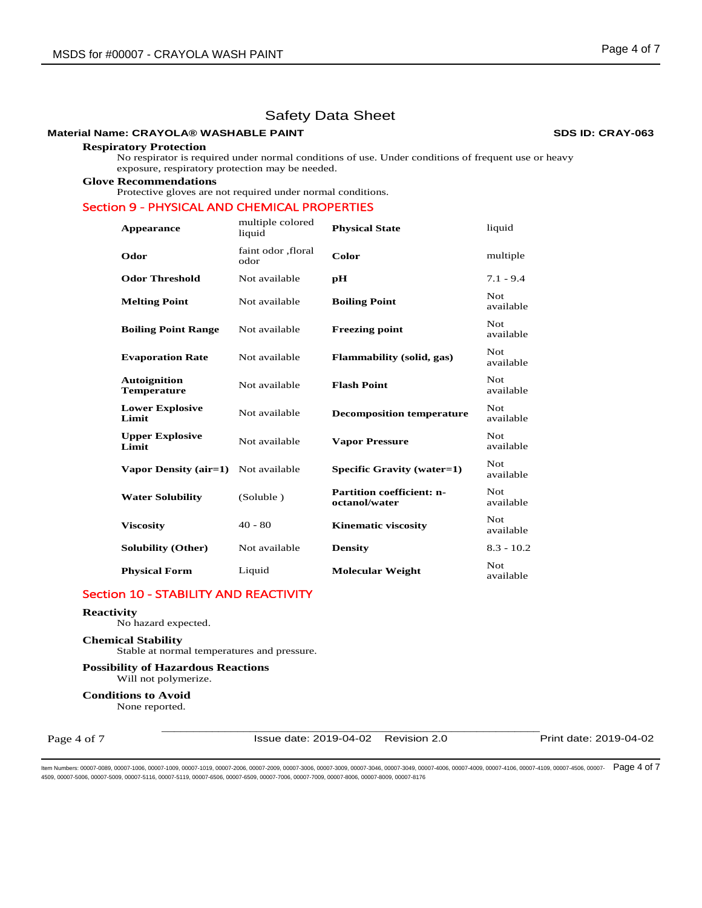# Safety Data Sheet

**Material Name: CRAYOLA® WASHABLE PAINT** **SDS ID: CRAY-063**

### Respiratory Protection

No respirator is required under normal conditions of use. Under conditions of frequent use or heavy exposure, respiratory protection may be needed.

### Glove Recommendations

Protective gloves are not required under normal conditions.

## Section 9 - PHYSICAL AND CHEMICAL PROPERTIES

| | | | |
|---|---|---|---|
| **Appearance** | multiple colored liquid | **Physical State** | liquid |
| **Odor** | faint odor ,floral odor | **Color** | multiple |
| **Odor Threshold** | Not available | **pH** | 7.1 - 9.4 |
| **Melting Point** | Not available | **Boiling Point** | Not available |
| **Boiling Point Range** | Not available | **Freezing point** | Not available |
| **Evaporation Rate** | Not available | **Flammability (solid, gas)** | Not available |
| **Autoignition Temperature** | Not available | **Flash Point** | Not available |
| **Lower Explosive Limit** | Not available | **Decomposition temperature** | Not available |
| **Upper Explosive Limit** | Not available | **Vapor Pressure** | Not available |
| **Vapor Density (air=1)** | Not available | **Specific Gravity (water=1)** | Not available |
| **Water Solubility** | (Soluble ) | **Partition coefficient: n-octanol/water** | Not available |
| **Viscosity** | 40 - 80 | **Kinematic viscosity** | Not available |
| **Solubility (Other)** | Not available | **Density** | 8.3 - 10.2 |
| **Physical Form** | Liquid | **Molecular Weight** | Not available |

## Section 10 - STABILITY AND REACTIVITY

### Reactivity

No hazard expected.

### Chemical Stability

Stable at normal temperatures and pressure.

### Possibility of Hazardous Reactions

Will not polymerize.

### Conditions to Avoid

None reported.

Issue date: 2019-04-02 Revision 2.0 Print date: 2019-04-02

Item Numbers: 00007-0089, 00007-1006, 00007-1009, 00007-1019, 00007-2006, 00007-2009, 00007-3006, 00007-3009, 00007-3046, 00007-3049, 00007-4006, 00007-4009, 00007-4106, 00007-4109, 00007-4506, 00007-4509, 00007-5006, 00007-5009, 00007-5116, 00007-5119, 00007-6506, 00007-6509, 00007-7006, 00007-7009, 00007-8006, 00007-8009, 00007-8176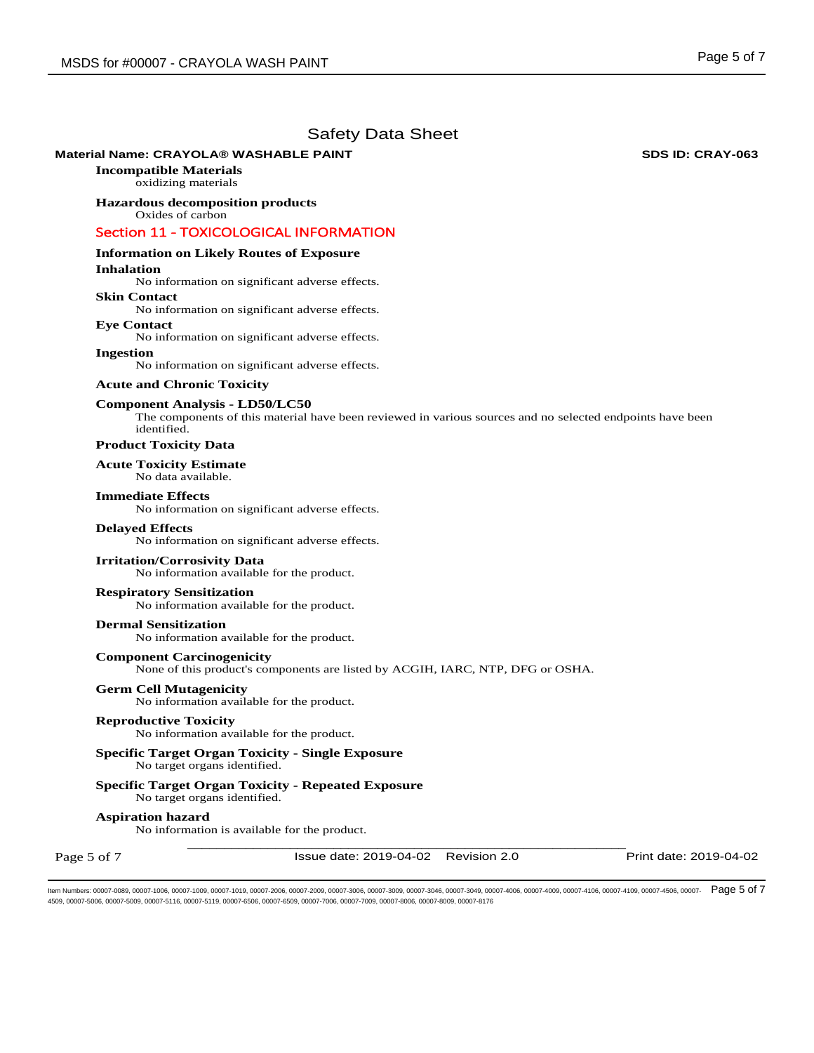# Safety Data Sheet

**Material Name: CRAYOLA® WASHABLE PAINT** **SDS ID: CRAY-063**

**Incompatible Materials**

oxidizing materials

**Hazardous decomposition products**

Oxides of carbon

## Section 11 - TOXICOLOGICAL INFORMATION

**Information on Likely Routes of Exposure**

**Inhalation**

No information on significant adverse effects.

**Skin Contact**

No information on significant adverse effects.

**Eye Contact**

No information on significant adverse effects.

**Ingestion**

No information on significant adverse effects.

**Acute and Chronic Toxicity**

**Component Analysis - LD50/LC50**

The components of this material have been reviewed in various sources and no selected endpoints have been identified.

**Product Toxicity Data**

**Acute Toxicity Estimate**

No data available.

**Immediate Effects**

No information on significant adverse effects.

**Delayed Effects**

No information on significant adverse effects.

**Irritation/Corrosivity Data**

No information available for the product.

**Respiratory Sensitization**

No information available for the product.

**Dermal Sensitization**

No information available for the product.

**Component Carcinogenicity**

None of this product's components are listed by ACGIH, IARC, NTP, DFG or OSHA.

**Germ Cell Mutagenicity**

No information available for the product.

**Reproductive Toxicity**

No information available for the product.

**Specific Target Organ Toxicity - Single Exposure**

No target organs identified.

**Specific Target Organ Toxicity - Repeated Exposure**

No target organs identified.

**Aspiration hazard**

No information is available for the product.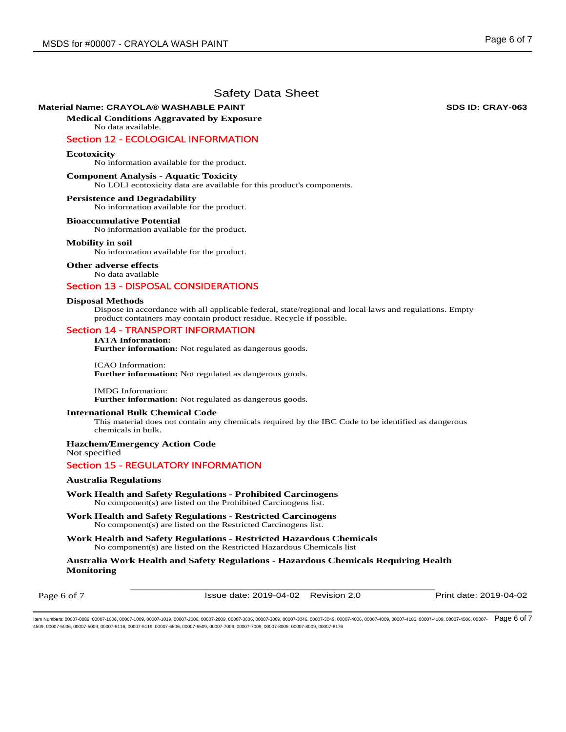Safety Data Sheet

**Material Name: CRAYOLA® WASHABLE PAINT** **SDS ID: CRAY-063**

**Medical Conditions Aggravated by Exposure**
No data available.

## Section 12 - ECOLOGICAL INFORMATION

**Ecotoxicity**
No information available for the product.

**Component Analysis - Aquatic Toxicity**
No LOLI ecotoxicity data are available for this product's components.

**Persistence and Degradability**
No information available for the product.

**Bioaccumulative Potential**
No information available for the product.

**Mobility in soil**
No information available for the product.

**Other adverse effects**
No data available

## Section 13 - DISPOSAL CONSIDERATIONS

**Disposal Methods**
Dispose in accordance with all applicable federal, state/regional and local laws and regulations. Empty product containers may contain product residue. Recycle if possible.

## Section 14 - TRANSPORT INFORMATION

**IATA Information:**
**Further information:** Not regulated as dangerous goods.

ICAO Information:
**Further information:** Not regulated as dangerous goods.

IMDG Information:
**Further information:** Not regulated as dangerous goods.

**International Bulk Chemical Code**
This material does not contain any chemicals required by the IBC Code to be identified as dangerous chemicals in bulk.

**Hazchem/Emergency Action Code**
Not specified

## Section 15 - REGULATORY INFORMATION

**Australia Regulations**

**Work Health and Safety Regulations - Prohibited Carcinogens**
No component(s) are listed on the Prohibited Carcinogens list.

**Work Health and Safety Regulations - Restricted Carcinogens**
No component(s) are listed on the Restricted Carcinogens list.

**Work Health and Safety Regulations - Restricted Hazardous Chemicals**
No component(s) are listed on the Restricted Hazardous Chemicals list

**Australia Work Health and Safety Regulations - Hazardous Chemicals Requiring Health Monitoring**

Issue date: 2019-04-02 Revision 2.0 Print date: 2019-04-02

Item Numbers: 00007-0089, 00007-1006, 00007-1009, 00007-1019, 00007-2006, 00007-2009, 00007-3006, 00007-3009, 00007-3046, 00007-3049, 00007-4006, 00007-4009, 00007-4106, 00007-4109, 00007-4506, 00007-4509, 00007-5006, 00007-5009, 00007-5116, 00007-5119, 00007-6506, 00007-6509, 00007-7006, 00007-7009, 00007-8006, 00007-8009, 00007-8176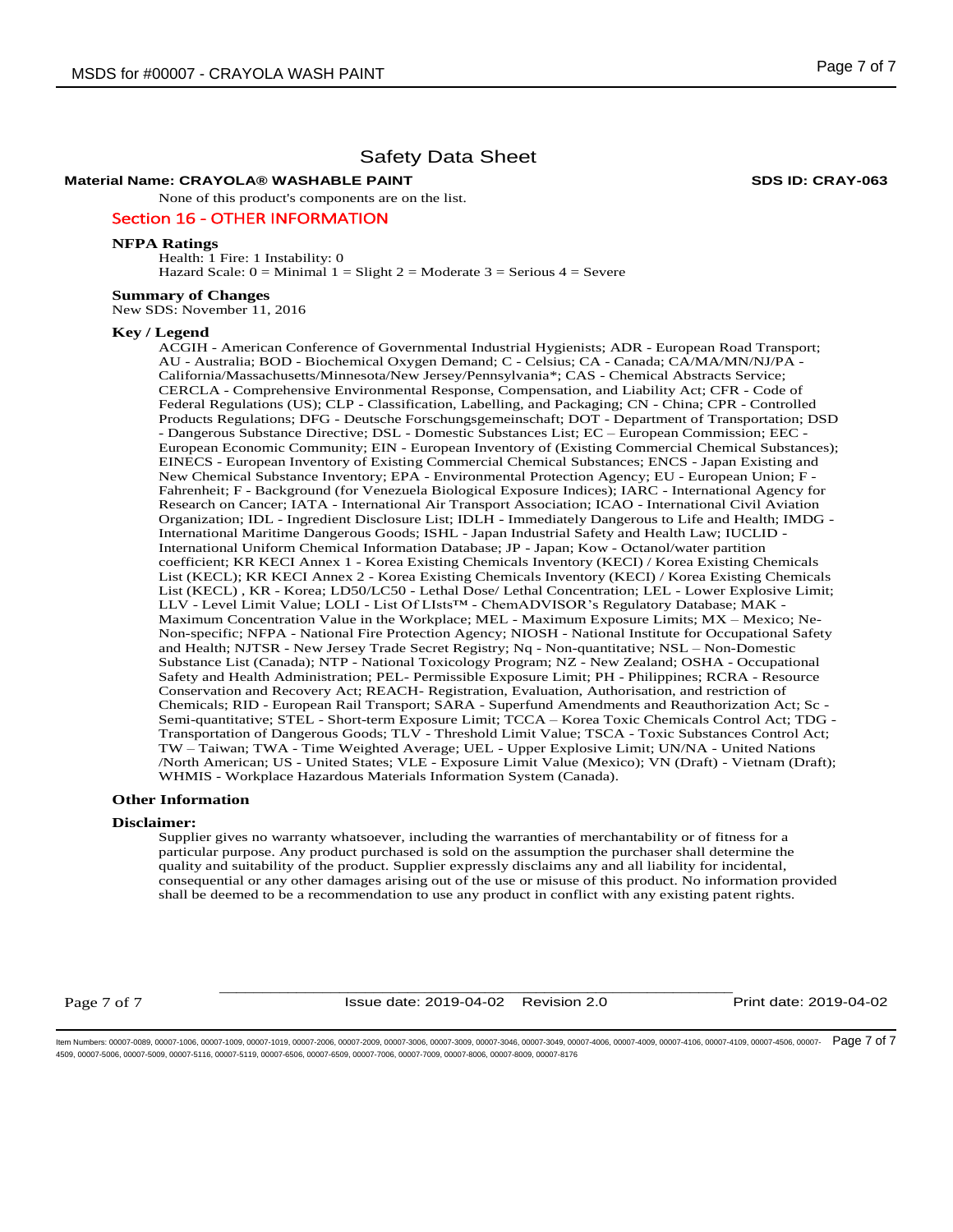# Safety Data Sheet

**Material Name: CRAYOLA® WASHABLE PAINT** **SDS ID: CRAY-063**

None of this product's components are on the list.

## Section 16 - OTHER INFORMATION

### NFPA Ratings

Health: 1 Fire: 1 Instability: 0
Hazard Scale: 0 = Minimal 1 = Slight 2 = Moderate 3 = Serious 4 = Severe

### Summary of Changes

New SDS: November 11, 2016

### Key / Legend

ACGIH - American Conference of Governmental Industrial Hygienists; ADR - European Road Transport; AU - Australia; BOD - Biochemical Oxygen Demand; C - Celsius; CA - Canada; CA/MA/MN/NJ/PA - California/Massachusetts/Minnesota/New Jersey/Pennsylvania*; CAS - Chemical Abstracts Service; CERCLA - Comprehensive Environmental Response, Compensation, and Liability Act; CFR - Code of Federal Regulations (US); CLP - Classification, Labelling, and Packaging; CN - China; CPR - Controlled Products Regulations; DFG - Deutsche Forschungsgemeinschaft; DOT - Department of Transportation; DSD - Dangerous Substance Directive; DSL - Domestic Substances List; EC – European Commission; EEC - European Economic Community; EIN - European Inventory of (Existing Commercial Chemical Substances); EINECS - European Inventory of Existing Commercial Chemical Substances; ENCS - Japan Existing and New Chemical Substance Inventory; EPA - Environmental Protection Agency; EU - European Union; F - Fahrenheit; F - Background (for Venezuela Biological Exposure Indices); IARC - International Agency for Research on Cancer; IATA - International Air Transport Association; ICAO - International Civil Aviation Organization; IDL - Ingredient Disclosure List; IDLH - Immediately Dangerous to Life and Health; IMDG - International Maritime Dangerous Goods; ISHL - Japan Industrial Safety and Health Law; IUCLID - International Uniform Chemical Information Database; JP - Japan; Kow - Octanol/water partition coefficient; KR KECI Annex 1 - Korea Existing Chemicals Inventory (KECI) / Korea Existing Chemicals List (KECL); KR KECI Annex 2 - Korea Existing Chemicals Inventory (KECI) / Korea Existing Chemicals List (KECL) , KR - Korea; LD50/LC50 - Lethal Dose/ Lethal Concentration; LEL - Lower Explosive Limit; LLV - Level Limit Value; LOLI - List Of LIsts™ - ChemADVISOR's Regulatory Database; MAK - Maximum Concentration Value in the Workplace; MEL - Maximum Exposure Limits; MX – Mexico; Ne- Non-specific; NFPA - National Fire Protection Agency; NIOSH - National Institute for Occupational Safety and Health; NJTSR - New Jersey Trade Secret Registry; Nq - Non-quantitative; NSL – Non-Domestic Substance List (Canada); NTP - National Toxicology Program; NZ - New Zealand; OSHA - Occupational Safety and Health Administration; PEL- Permissible Exposure Limit; PH - Philippines; RCRA - Resource Conservation and Recovery Act; REACH- Registration, Evaluation, Authorisation, and restriction of Chemicals; RID - European Rail Transport; SARA - Superfund Amendments and Reauthorization Act; Sc - Semi-quantitative; STEL - Short-term Exposure Limit; TCCA – Korea Toxic Chemicals Control Act; TDG - Transportation of Dangerous Goods; TLV - Threshold Limit Value; TSCA - Toxic Substances Control Act; TW – Taiwan; TWA - Time Weighted Average; UEL - Upper Explosive Limit; UN/NA - United Nations /North American; US - United States; VLE - Exposure Limit Value (Mexico); VN (Draft) - Vietnam (Draft); WHMIS - Workplace Hazardous Materials Information System (Canada).

### Other Information

### Disclaimer:

Supplier gives no warranty whatsoever, including the warranties of merchantability or of fitness for a particular purpose. Any product purchased is sold on the assumption the purchaser shall determine the quality and suitability of the product. Supplier expressly disclaims any and all liability for incidental, consequential or any other damages arising out of the use or misuse of this product. No information provided shall be deemed to be a recommendation to use any product in conflict with any existing patent rights.

Issue date: 2019-04-02 Revision 2.0 Print date: 2019-04-02

Item Numbers: 00007-0089, 00007-1006, 00007-1009, 00007-1019, 00007-2006, 00007-2009, 00007-3006, 00007-3009, 00007-3046, 00007-3049, 00007-4006, 00007-4009, 00007-4106, 00007-4109, 00007-4506, 00007-4509, 00007-5006, 00007-5009, 00007-5116, 00007-5119, 00007-6506, 00007-6509, 00007-7006, 00007-7009, 00007-8006, 00007-8009, 00007-8176